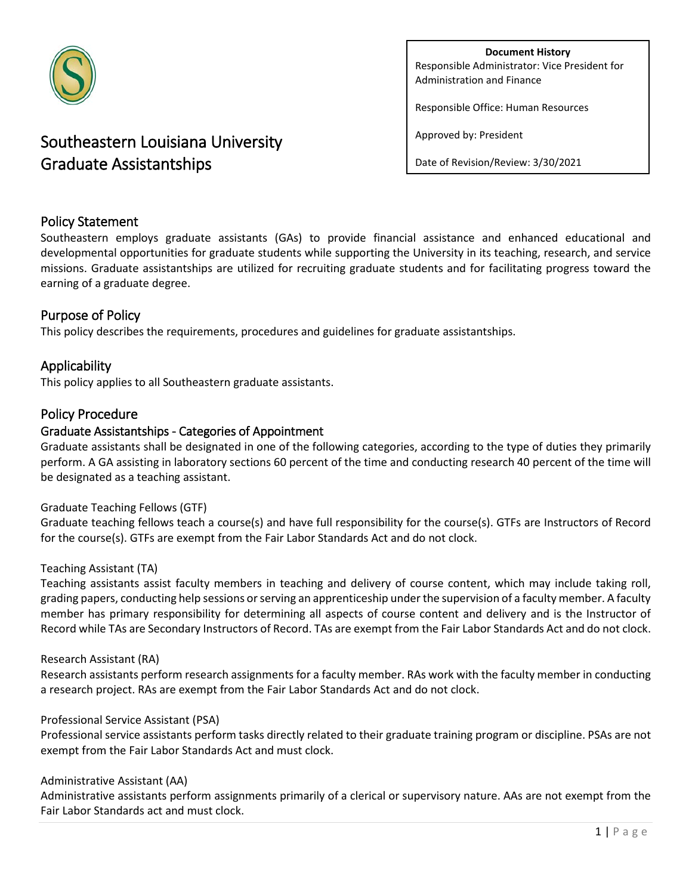**Document History**

Responsible Administrator: Vice President for Administration and Finance

Responsible Office: Human Resources

Approved by: President

Date of Revision/Review: 3/30/2021

# Southeastern Louisiana University Graduate Assistantships

## Policy Statement

Southeastern employs graduate assistants (GAs) to provide financial assistance and enhanced educational and developmental opportunities for graduate students while supporting the University in its teaching, research, and service missions. Graduate assistantships are utilized for recruiting graduate students and for facilitating progress toward the earning of a graduate degree.

## Purpose of Policy

This policy describes the requirements, procedures and guidelines for graduate assistantships.

## Applicability

This policy applies to all Southeastern graduate assistants.

## Policy Procedure

### Graduate Assistantships - Categories of Appointment

Graduate assistants shall be designated in one of the following categories, according to the type of duties they primarily perform. A GA assisting in laboratory sections 60 percent of the time and conducting research 40 percent of the time will be designated as a teaching assistant.

#### Graduate Teaching Fellows (GTF)

Graduate teaching fellows teach a course(s) and have full responsibility for the course(s). GTFs are Instructors of Record for the course(s). GTFs are exempt from the Fair Labor Standards Act and do not clock.

#### Teaching Assistant (TA)

Teaching assistants assist faculty members in teaching and delivery of course content, which may include taking roll, grading papers, conducting help sessions or serving an apprenticeship under the supervision of a faculty member. A faculty member has primary responsibility for determining all aspects of course content and delivery and is the Instructor of Record while TAs are Secondary Instructors of Record. TAs are exempt from the Fair Labor Standards Act and do not clock.

#### Research Assistant (RA)

Research assistants perform research assignments for a faculty member. RAs work with the faculty member in conducting a research project. RAs are exempt from the Fair Labor Standards Act and do not clock.

#### Professional Service Assistant (PSA)

Professional service assistants perform tasks directly related to their graduate training program or discipline. PSAs are not exempt from the Fair Labor Standards Act and must clock.

#### Administrative Assistant (AA)

Administrative assistants perform assignments primarily of a clerical or supervisory nature. AAs are not exempt from the Fair Labor Standards act and must clock.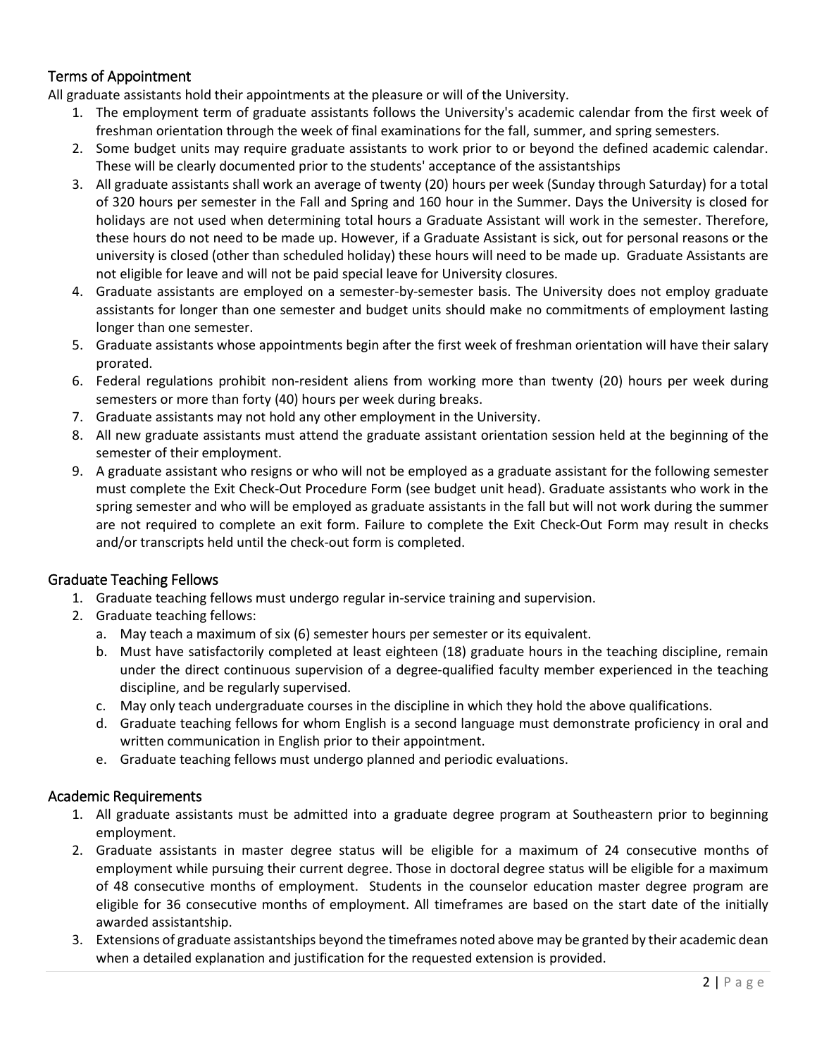## Terms of Appointment

All graduate assistants hold their appointments at the pleasure or will of the University.

1. The employment term of graduate assistants follows the University's academic calendar from the first week of freshman orientation through the week of final examinations for the fall, summer, and spring semesters.
2. Some budget units may require graduate assistants to work prior to or beyond the defined academic calendar. These will be clearly documented prior to the students' acceptance of the assistantships
3. All graduate assistants shall work an average of twenty (20) hours per week (Sunday through Saturday) for a total of 320 hours per semester in the Fall and Spring and 160 hour in the Summer. Days the University is closed for holidays are not used when determining total hours a Graduate Assistant will work in the semester. Therefore, these hours do not need to be made up. However, if a Graduate Assistant is sick, out for personal reasons or the university is closed (other than scheduled holiday) these hours will need to be made up. Graduate Assistants are not eligible for leave and will not be paid special leave for University closures.
4. Graduate assistants are employed on a semester-by-semester basis. The University does not employ graduate assistants for longer than one semester and budget units should make no commitments of employment lasting longer than one semester.
5. Graduate assistants whose appointments begin after the first week of freshman orientation will have their salary prorated.
6. Federal regulations prohibit non-resident aliens from working more than twenty (20) hours per week during semesters or more than forty (40) hours per week during breaks.
7. Graduate assistants may not hold any other employment in the University.
8. All new graduate assistants must attend the graduate assistant orientation session held at the beginning of the semester of their employment.
9. A graduate assistant who resigns or who will not be employed as a graduate assistant for the following semester must complete the Exit Check-Out Procedure Form (see budget unit head). Graduate assistants who work in the spring semester and who will be employed as graduate assistants in the fall but will not work during the summer are not required to complete an exit form. Failure to complete the Exit Check-Out Form may result in checks and/or transcripts held until the check-out form is completed.

## Graduate Teaching Fellows

1. Graduate teaching fellows must undergo regular in-service training and supervision.
2. Graduate teaching fellows:
   a. May teach a maximum of six (6) semester hours per semester or its equivalent.
   b. Must have satisfactorily completed at least eighteen (18) graduate hours in the teaching discipline, remain under the direct continuous supervision of a degree-qualified faculty member experienced in the teaching discipline, and be regularly supervised.
   c. May only teach undergraduate courses in the discipline in which they hold the above qualifications.
   d. Graduate teaching fellows for whom English is a second language must demonstrate proficiency in oral and written communication in English prior to their appointment.
   e. Graduate teaching fellows must undergo planned and periodic evaluations.

## Academic Requirements

1. All graduate assistants must be admitted into a graduate degree program at Southeastern prior to beginning employment.
2. Graduate assistants in master degree status will be eligible for a maximum of 24 consecutive months of employment while pursuing their current degree. Those in doctoral degree status will be eligible for a maximum of 48 consecutive months of employment. Students in the counselor education master degree program are eligible for 36 consecutive months of employment. All timeframes are based on the start date of the initially awarded assistantship.
3. Extensions of graduate assistantships beyond the timeframes noted above may be granted by their academic dean when a detailed explanation and justification for the requested extension is provided.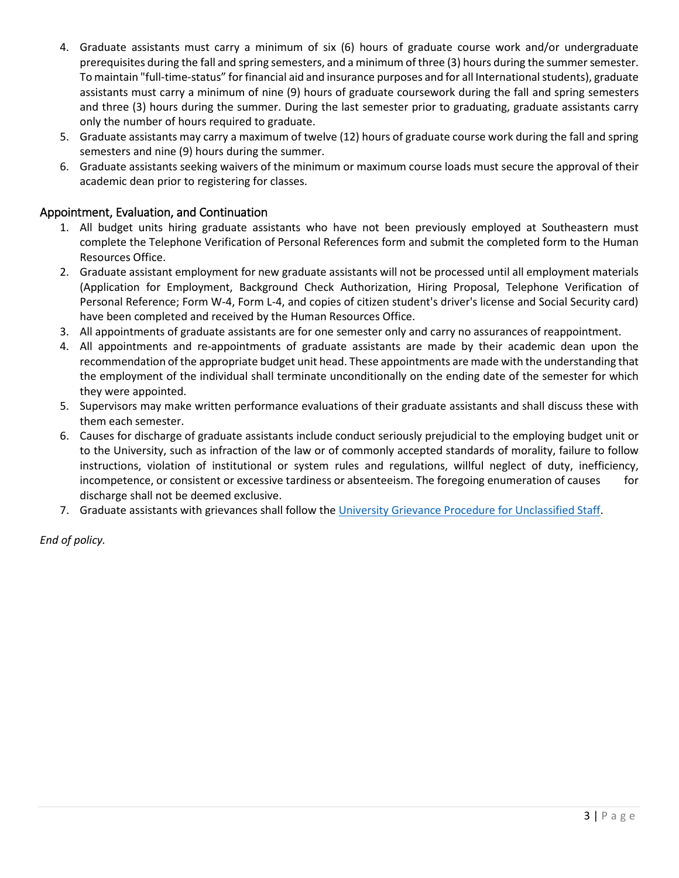4. Graduate assistants must carry a minimum of six (6) hours of graduate course work and/or undergraduate prerequisites during the fall and spring semesters, and a minimum of three (3) hours during the summer semester. To maintain "full-time-status" for financial aid and insurance purposes and for all International students), graduate assistants must carry a minimum of nine (9) hours of graduate coursework during the fall and spring semesters and three (3) hours during the summer. During the last semester prior to graduating, graduate assistants carry only the number of hours required to graduate.
5. Graduate assistants may carry a maximum of twelve (12) hours of graduate course work during the fall and spring semesters and nine (9) hours during the summer.
6. Graduate assistants seeking waivers of the minimum or maximum course loads must secure the approval of their academic dean prior to registering for classes.

## Appointment, Evaluation, and Continuation

1. All budget units hiring graduate assistants who have not been previously employed at Southeastern must complete the Telephone Verification of Personal References form and submit the completed form to the Human Resources Office.
2. Graduate assistant employment for new graduate assistants will not be processed until all employment materials (Application for Employment, Background Check Authorization, Hiring Proposal, Telephone Verification of Personal Reference; Form W-4, Form L-4, and copies of citizen student's driver's license and Social Security card) have been completed and received by the Human Resources Office.
3. All appointments of graduate assistants are for one semester only and carry no assurances of reappointment.
4. All appointments and re-appointments of graduate assistants are made by their academic dean upon the recommendation of the appropriate budget unit head. These appointments are made with the understanding that the employment of the individual shall terminate unconditionally on the ending date of the semester for which they were appointed.
5. Supervisors may make written performance evaluations of their graduate assistants and shall discuss these with them each semester.
6. Causes for discharge of graduate assistants include conduct seriously prejudicial to the employing budget unit or to the University, such as infraction of the law or of commonly accepted standards of morality, failure to follow instructions, violation of institutional or system rules and regulations, willful neglect of duty, inefficiency, incompetence, or consistent or excessive tardiness or absenteeism. The foregoing enumeration of causes for discharge shall not be deemed exclusive.
7. Graduate assistants with grievances shall follow the University Grievance Procedure for Unclassified Staff.

*End of policy.*